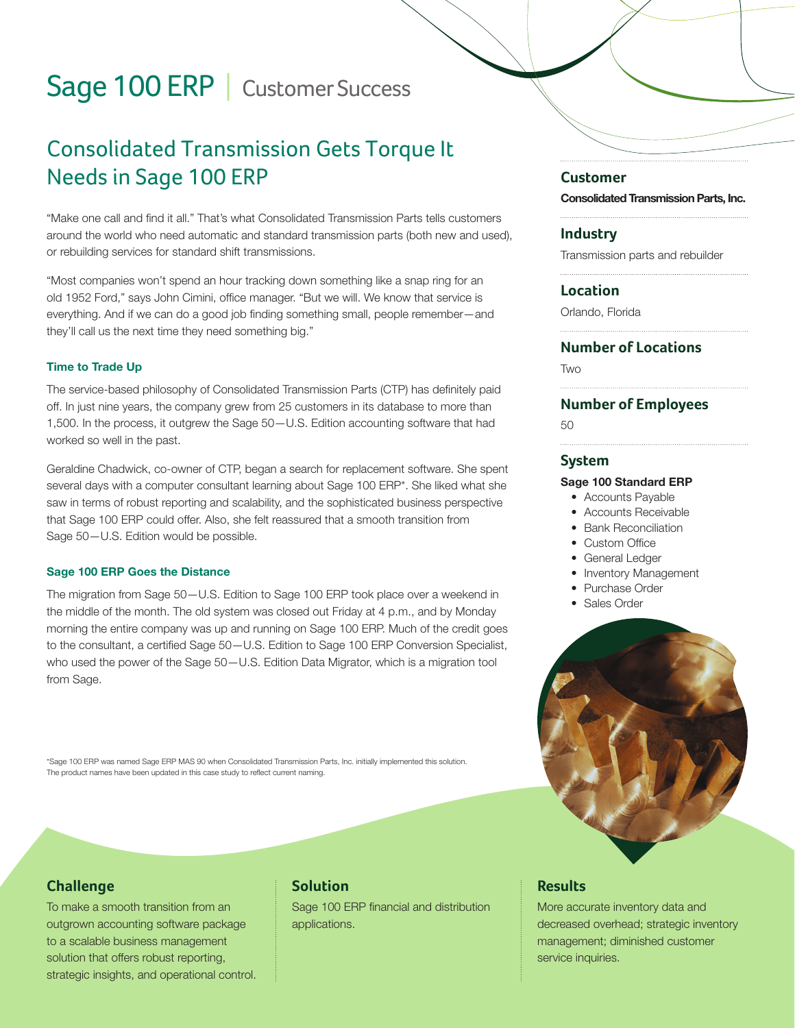# Sage 100 ERP | Customer Success

## Consolidated Transmission Gets Torque It Needs in Sage 100 ERP

"Make one call and find it all." That's what Consolidated Transmission Parts tells customers around the world who need automatic and standard transmission parts (both new and used), or rebuilding services for standard shift transmissions.

"Most companies won't spend an hour tracking down something like a snap ring for an old 1952 Ford," says John Cimini, office manager. "But we will. We know that service is everything. And if we can do a good job finding something small, people remember—and they'll call us the next time they need something big."

### Time to Trade Up

The service-based philosophy of Consolidated Transmission Parts (CTP) has definitely paid off. In just nine years, the company grew from 25 customers in its database to more than 1,500. In the process, it outgrew the Sage 50—U.S. Edition accounting software that had worked so well in the past.

Geraldine Chadwick, co-owner of CTP, began a search for replacement software. She spent several days with a computer consultant learning about Sage 100 ERP*. She liked what she saw in terms of robust reporting and scalability, and the sophisticated business perspective that Sage 100 ERP could offer. Also, she felt reassured that a smooth transition from Sage 50—U.S. Edition would be possible.

### Sage 100 ERP Goes the Distance

The migration from Sage 50—U.S. Edition to Sage 100 ERP took place over a weekend in the middle of the month. The old system was closed out Friday at 4 p.m., and by Monday morning the entire company was up and running on Sage 100 ERP. Much of the credit goes to the consultant, a certified Sage 50—U.S. Edition to Sage 100 ERP Conversion Specialist, who used the power of the Sage 50—U.S. Edition Data Migrator, which is a migration tool from Sage.

*Sage 100 ERP was named Sage ERP MAS 90 when Consolidated Transmission Parts, Inc. initially implemented this solution. The product names have been updated in this case study to reflect current naming.

### Customer

**Consolidated Transmission Parts, Inc.**

### Industry

Transmission parts and rebuilder

### Location

Orlando, Florida

### Number of Locations

Two

### Number of Employees

50

### System

**Sage 100 Standard ERP**

- Accounts Payable
- Accounts Receivable
- Bank Reconciliation
- Custom Office
- General Ledger
- Inventory Management
- Purchase Order
- Sales Order

### Challenge

To make a smooth transition from an outgrown accounting software package to a scalable business management solution that offers robust reporting, strategic insights, and operational control.

### Solution

Sage 100 ERP financial and distribution applications.

### Results

More accurate inventory data and decreased overhead; strategic inventory management; diminished customer service inquiries.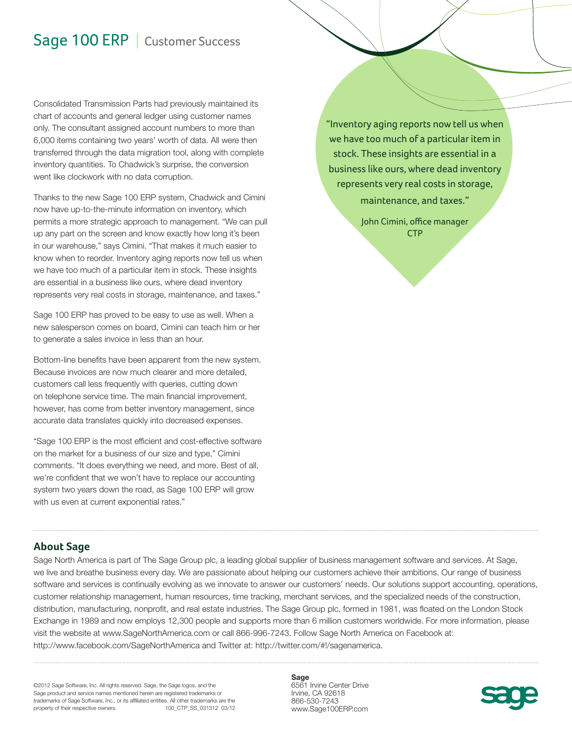Consolidated Transmission Parts had previously maintained its chart of accounts and general ledger using customer names only. The consultant assigned account numbers to more than 6,000 items containing two years' worth of data. All were then transferred through the data migration tool, along with complete inventory quantities. To Chadwick's surprise, the conversion went like clockwork with no data corruption.

Thanks to the new Sage 100 ERP system, Chadwick and Cimini now have up-to-the-minute information on inventory, which permits a more strategic approach to management. "We can pull up any part on the screen and know exactly how long it's been in our warehouse," says Cimini. "That makes it much easier to know when to reorder. Inventory aging reports now tell us when we have too much of a particular item in stock. These insights are essential in a business like ours, where dead inventory represents very real costs in storage, maintenance, and taxes."

Sage 100 ERP has proved to be easy to use as well. When a new salesperson comes on board, Cimini can teach him or her to generate a sales invoice in less than an hour.

Bottom-line benefits have been apparent from the new system. Because invoices are now much clearer and more detailed, customers call less frequently with queries, cutting down on telephone service time. The main financial improvement, however, has come from better inventory management, since accurate data translates quickly into decreased expenses.

"Sage 100 ERP is the most efficient and cost-effective software on the market for a business of our size and type," Cimini comments. "It does everything we need, and more. Best of all, we're confident that we won't have to replace our accounting system two years down the road, as Sage 100 ERP will grow with us even at current exponential rates."

> "Inventory aging reports now tell us when we have too much of a particular item in stock. These insights are essential in a business like ours, where dead inventory represents very real costs in storage, maintenance, and taxes."
>
> John Cimini, office manager
> CTP

## About Sage

Sage North America is part of The Sage Group plc, a leading global supplier of business management software and services. At Sage, we live and breathe business every day. We are passionate about helping our customers achieve their ambitions. Our range of business software and services is continually evolving as we innovate to answer our customers' needs. Our solutions support accounting, operations, customer relationship management, human resources, time tracking, merchant services, and the specialized needs of the construction, distribution, manufacturing, nonprofit, and real estate industries. The Sage Group plc, formed in 1981, was floated on the London Stock Exchange in 1989 and now employs 12,300 people and supports more than 6 million customers worldwide. For more information, please visit the website at www.SageNorthAmerica.com or call 866-996-7243. Follow Sage North America on Facebook at: http://www.facebook.com/SageNorthAmerica and Twitter at: http://twitter.com/#!/sagenamerica.

©2012 Sage Software, Inc. All rights reserved. Sage, the Sage logos, and the Sage product and service names mentioned herein are registered trademarks or trademarks of Sage Software, Inc., or its affiliated entities. All other trademarks are the property of their respective owners. 100_CTP_SS_031312 03/12

**Sage**
6561 Irvine Center Drive
Irvine, CA 92618
866-530-7243
www.Sage100ERP.com